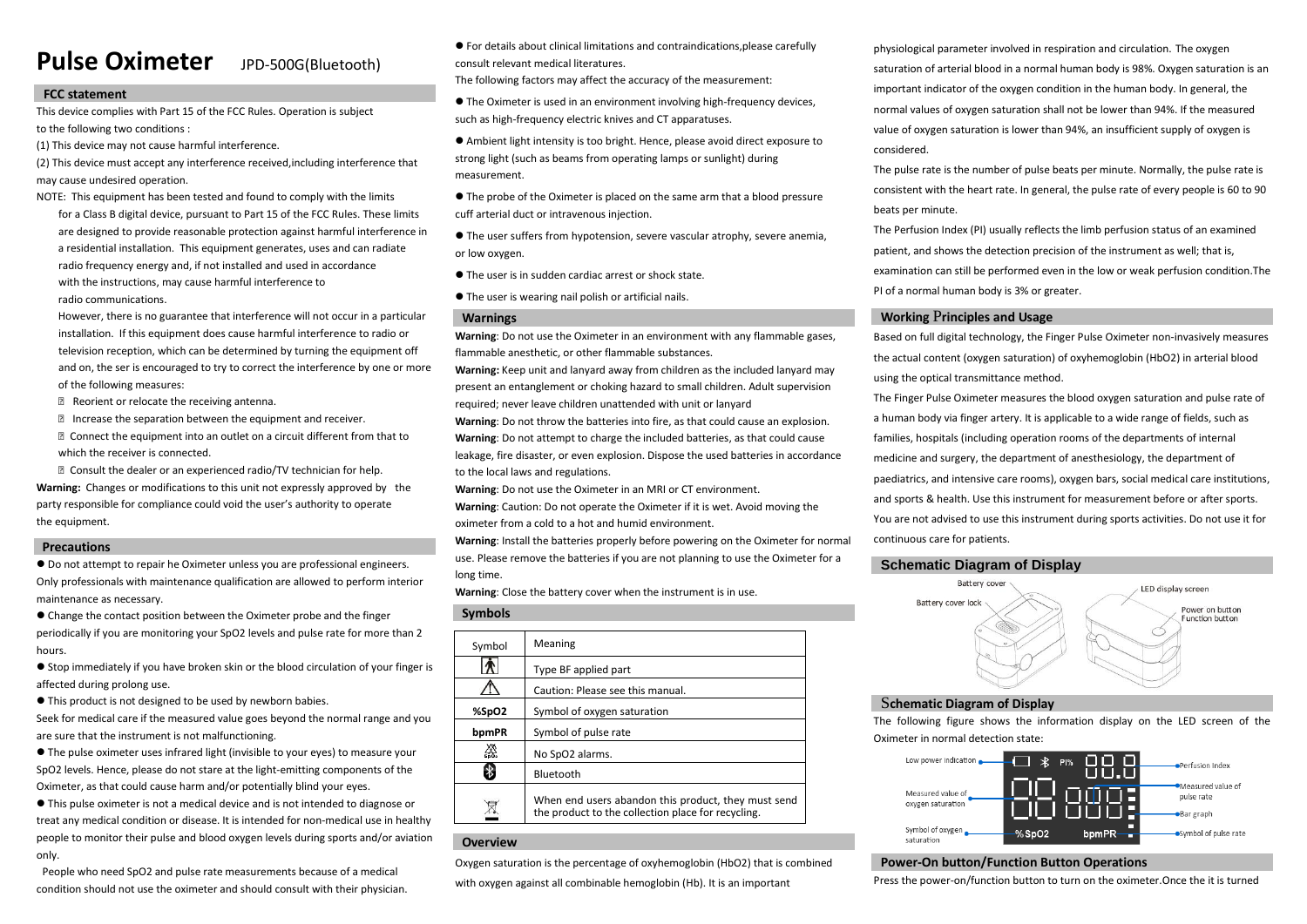# Pulse Oximeter JPD-500G(Bluetooth)

## FCC statement

This device complies with Part 15 of the FCC Rules. Operation is subject to the following two conditions :

(1) This device may not cause harmful interference.

(2) This device must accept any interference received,including interference that may cause undesired operation.

NOTE: This equipment has been tested and found to comply with the limits for a Class B digital device, pursuant to Part 15 of the FCC Rules. These limits are designed to provide reasonable protection against harmful interference in a residential installation. This equipment generates, uses and can radiate radio frequency energy and, if not installed and used in accordance with the instructions, may cause harmful interference to radio communications.

However, there is no guarantee that interference will not occur in a particular installation. If this equipment does cause harmful interference to radio or television reception, which can be determined by turning the equipment off and on, the ser is encouraged to try to correct the interference by one or more of the following measures:

- Reorient or relocate the receiving antenna.
- Increase the separation between the equipment and receiver.
- Connect the equipment into an outlet on a circuit different from that to which the receiver is connected.
- Consult the dealer or an experienced radio/TV technician for help.

**Warning:** Changes or modifications to this unit not expressly approved by the party responsible for compliance could void the user's authority to operate the equipment.

## Precautions

- Do not attempt to repair he Oximeter unless you are professional engineers. Only professionals with maintenance qualification are allowed to perform interior maintenance as necessary.
- Change the contact position between the Oximeter probe and the finger periodically if you are monitoring your SpO2 levels and pulse rate for more than 2 hours.
- Stop immediately if you have broken skin or the blood circulation of your finger is affected during prolong use.
- This product is not designed to be used by newborn babies.

Seek for medical care if the measured value goes beyond the normal range and you are sure that the instrument is not malfunctioning.

- The pulse oximeter uses infrared light (invisible to your eyes) to measure your SpO2 levels. Hence, please do not stare at the light-emitting components of the Oximeter, as that could cause harm and/or potentially blind your eyes.
- This pulse oximeter is not a medical device and is not intended to diagnose or treat any medical condition or disease. It is intended for non-medical use in healthy people to monitor their pulse and blood oxygen levels during sports and/or aviation only.

People who need SpO2 and pulse rate measurements because of a medical condition should not use the oximeter and should consult with their physician.

- For details about clinical limitations and contraindications,please carefully consult relevant medical literatures.

The following factors may affect the accuracy of the measurement:

- The Oximeter is used in an environment involving high-frequency devices, such as high-frequency electric knives and CT apparatuses.
- Ambient light intensity is too bright. Hence, please avoid direct exposure to strong light (such as beams from operating lamps or sunlight) during measurement.
- The probe of the Oximeter is placed on the same arm that a blood pressure cuff arterial duct or intravenous injection.
- The user suffers from hypotension, severe vascular atrophy, severe anemia, or low oxygen.
- The user is in sudden cardiac arrest or shock state.
- The user is wearing nail polish or artificial nails.

## Warnings

**Warning**: Do not use the Oximeter in an environment with any flammable gases, flammable anesthetic, or other flammable substances.

**Warning:** Keep unit and lanyard away from children as the included lanyard may present an entanglement or choking hazard to small children. Adult supervision required; never leave children unattended with unit or lanyard

**Warning**: Do not throw the batteries into fire, as that could cause an explosion.

**Warning**: Do not attempt to charge the included batteries, as that could cause leakage, fire disaster, or even explosion. Dispose the used batteries in accordance to the local laws and regulations.

**Warning**: Do not use the Oximeter in an MRI or CT environment.

**Warning**: Caution: Do not operate the Oximeter if it is wet. Avoid moving the oximeter from a cold to a hot and humid environment.

**Warning**: Install the batteries properly before powering on the Oximeter for normal use. Please remove the batteries if you are not planning to use the Oximeter for a long time.

**Warning**: Close the battery cover when the instrument is in use.

## Symbols

| Symbol | Meaning |
|---|---|
| | Type BF applied part |
| ⚠ | Caution: Please see this manual. |
| **%SpO2** | Symbol of oxygen saturation |
| **bpmPR** | Symbol of pulse rate |
| | No SpO2 alarms. |
| | Bluetooth |
| | When end users abandon this product, they must send the product to the collection place for recycling. |

## Overview

Oxygen saturation is the percentage of oxyhemoglobin (HbO2) that is combined with oxygen against all combinable hemoglobin (Hb). It is an important physiological parameter involved in respiration and circulation. The oxygen saturation of arterial blood in a normal human body is 98%. Oxygen saturation is an important indicator of the oxygen condition in the human body. In general, the normal values of oxygen saturation shall not be lower than 94%. If the measured value of oxygen saturation is lower than 94%, an insufficient supply of oxygen is considered.

The pulse rate is the number of pulse beats per minute. Normally, the pulse rate is consistent with the heart rate. In general, the pulse rate of every people is 60 to 90 beats per minute.

The Perfusion Index (PI) usually reflects the limb perfusion status of an examined patient, and shows the detection precision of the instrument as well; that is, examination can still be performed even in the low or weak perfusion condition.The PI of a normal human body is 3% or greater.

## Working Principles and Usage

Based on full digital technology, the Finger Pulse Oximeter non-invasively measures the actual content (oxygen saturation) of oxyhemoglobin (HbO2) in arterial blood using the optical transmittance method.

The Finger Pulse Oximeter measures the blood oxygen saturation and pulse rate of a human body via finger artery. It is applicable to a wide range of fields, such as families, hospitals (including operation rooms of the departments of internal medicine and surgery, the department of anesthesiology, the department of paediatrics, and intensive care rooms), oxygen bars, social medical care institutions, and sports & health. Use this instrument for measurement before or after sports. You are not advised to use this instrument during sports activities. Do not use it for continuous care for patients.

## Schematic Diagram of Display

Battery cover
Battery cover lock
LED display screen
Power on button
Function button

## Schematic Diagram of Display

The following figure shows the information display on the LED screen of the Oximeter in normal detection state:

Low power indication
Measured value of oxygen saturation
Symbol of oxygen saturation
Perfusion Index
Measured value of pulse rate
Bar graph
Symbol of pulse rate

## Power-On button/Function Button Operations

Press the power-on/function button to turn on the oximeter.Once the it is turned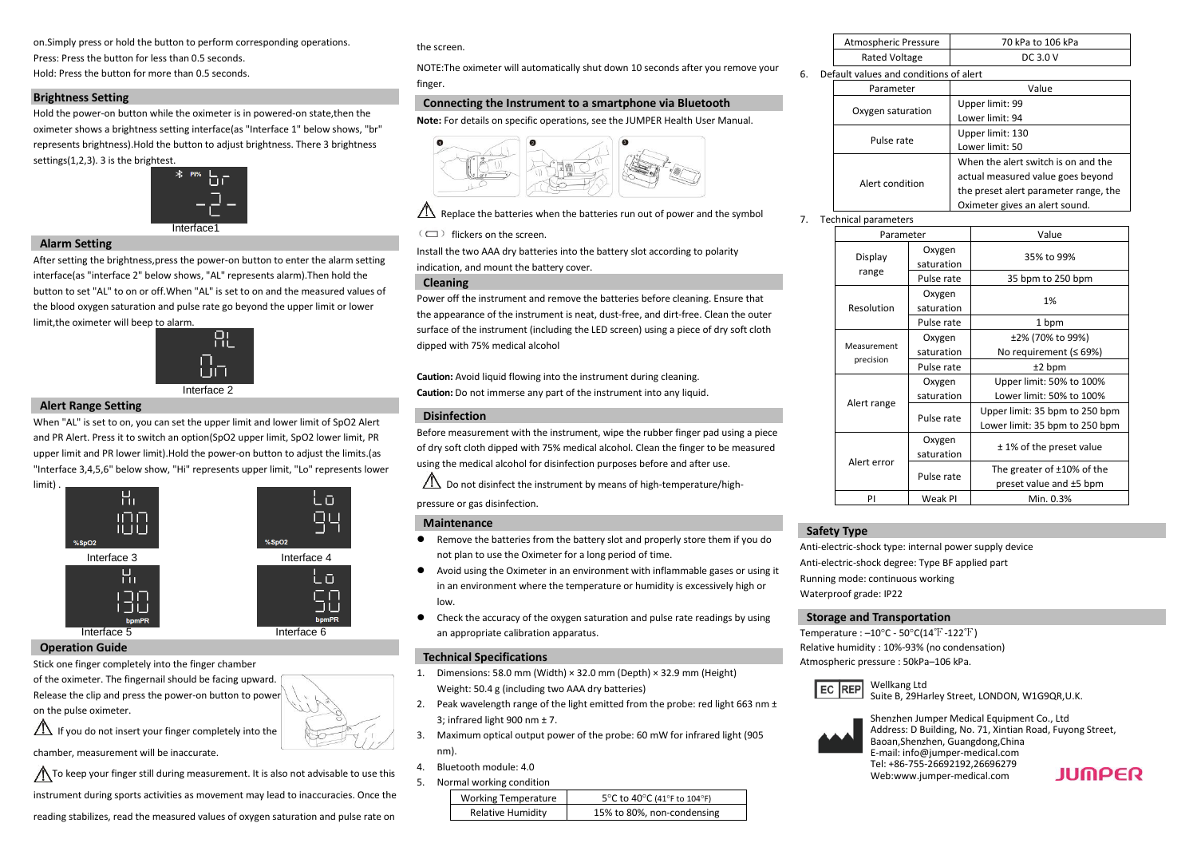on.Simply press or hold the button to perform corresponding operations.
Press: Press the button for less than 0.5 seconds.
Hold: Press the button for more than 0.5 seconds.

## Brightness Setting

Hold the power-on button while the oximeter is in powered-on state,then the oximeter shows a brightness setting interface(as "Interface 1" below shows, "br" represents brightness).Hold the button to adjust brightness. There 3 brightness settings(1,2,3). 3 is the brightest.

Interface1

## Alarm Setting

After setting the brightness,press the power-on button to enter the alarm setting interface(as "interface 2" below shows, "AL" represents alarm).Then hold the button to set "AL" to on or off.When "AL" is set to on and the measured values of the blood oxygen saturation and pulse rate go beyond the upper limit or lower limit,the oximeter will beep to alarm.

Interface 2

## Alert Range Setting

When "AL" is set to on, you can set the upper limit and lower limit of SpO2 Alert and PR Alert. Press it to switch an option(SpO2 upper limit, SpO2 lower limit, PR upper limit and PR lower limit).Hold the power-on button to adjust the limits.(as "Interface 3,4,5,6" below show, "Hi" represents upper limit, "Lo" represents lower limit) .

Interface 3

Interface 4

Interface 5

Interface 6

## Operation Guide

Stick one finger completely into the finger chamber of the oximeter. The fingernail should be facing upward. Release the clip and press the power-on button to power on the pulse oximeter.

⚠ If you do not insert your finger completely into the chamber, measurement will be inaccurate.

⚠ To keep your finger still during measurement. It is also not advisable to use this instrument during sports activities as movement may lead to inaccuracies. Once the reading stabilizes, read the measured values of oxygen saturation and pulse rate on the screen.

NOTE:The oximeter will automatically shut down 10 seconds after you remove your finger.

## Connecting the Instrument to a smartphone via Bluetooth

**Note:** For details on specific operations, see the JUMPER Health User Manual.

⚠ Replace the batteries when the batteries run out of power and the symbol (▭) flickers on the screen.

Install the two AAA dry batteries into the battery slot according to polarity indication, and mount the battery cover.

## Cleaning

Power off the instrument and remove the batteries before cleaning. Ensure that the appearance of the instrument is neat, dust-free, and dirt-free. Clean the outer surface of the instrument (including the LED screen) using a piece of dry soft cloth dipped with 75% medical alcohol

**Caution:** Avoid liquid flowing into the instrument during cleaning.
**Caution:** Do not immerse any part of the instrument into any liquid.

## Disinfection

Before measurement with the instrument, wipe the rubber finger pad using a piece of dry soft cloth dipped with 75% medical alcohol. Clean the finger to be measured using the medical alcohol for disinfection purposes before and after use.

⚠ Do not disinfect the instrument by means of high-temperature/high-pressure or gas disinfection.

## Maintenance

- Remove the batteries from the battery slot and properly store them if you do not plan to use the Oximeter for a long period of time.
- Avoid using the Oximeter in an environment with inflammable gases or using it in an environment where the temperature or humidity is excessively high or low.
- Check the accuracy of the oxygen saturation and pulse rate readings by using an appropriate calibration apparatus.

## Technical Specifications

1. Dimensions: 58.0 mm (Width) × 32.0 mm (Depth) × 32.9 mm (Height) Weight: 50.4 g (including two AAA dry batteries)
2. Peak wavelength range of the light emitted from the probe: red light 663 nm ± 3; infrared light 900 nm ± 7.
3. Maximum optical output power of the probe: 60 mW for infrared light (905 nm).
4. Bluetooth module: 4.0
5. Normal working condition

| | |
|---|---|
| Working Temperature | 5°C to 40°C (41°F to 104°F) |
| Relative Humidity | 15% to 80%, non-condensing |
| Atmospheric Pressure | 70 kPa to 106 kPa |
| Rated Voltage | DC 3.0 V |

6. Default values and conditions of alert

| Parameter | Value |
|---|---|
| Oxygen saturation | Upper limit: 99<br>Lower limit: 94 |
| Pulse rate | Upper limit: 130<br>Lower limit: 50 |
| Alert condition | When the alert switch is on and the actual measured value goes beyond the preset alert parameter range, the Oximeter gives an alert sound. |

7. Technical parameters

| Parameter | | Value |
|---|---|---|
| Display range | Oxygen saturation | 35% to 99% |
| | Pulse rate | 35 bpm to 250 bpm |
| Resolution | Oxygen saturation | 1% |
| | Pulse rate | 1 bpm |
| Measurement precision | Oxygen saturation | ±2% (70% to 99%)<br>No requirement (≤ 69%) |
| | Pulse rate | ±2 bpm |
| Alert range | Oxygen saturation | Upper limit: 50% to 100%<br>Lower limit: 50% to 100% |
| | Pulse rate | Upper limit: 35 bpm to 250 bpm<br>Lower limit: 35 bpm to 250 bpm |
| Alert error | Oxygen saturation | ± 1% of the preset value |
| | Pulse rate | The greater of ±10% of the preset value and ±5 bpm |
| PI | Weak PI | Min. 0.3% |

## Safety Type

Anti-electric-shock type: internal power supply device
Anti-electric-shock degree: Type BF applied part
Running mode: continuous working
Waterproof grade: IP22

## Storage and Transportation

Temperature : –10°C - 50°C(14℉-122℉)
Relative humidity : 10%-93% (no condensation)
Atmospheric pressure : 50kPa–106 kPa.

EC REP Wellkang Ltd
Suite B, 29Harley Street, LONDON, W1G9QR,U.K.

Shenzhen Jumper Medical Equipment Co., Ltd
Address: D Building, No. 71, Xintian Road, Fuyong Street, Baoan,Shenzhen, Guangdong,China
E-mail: info@jumper-medical.com
Tel: +86-755-26692192,26696279
Web:www.jumper-medical.com

JUMPER